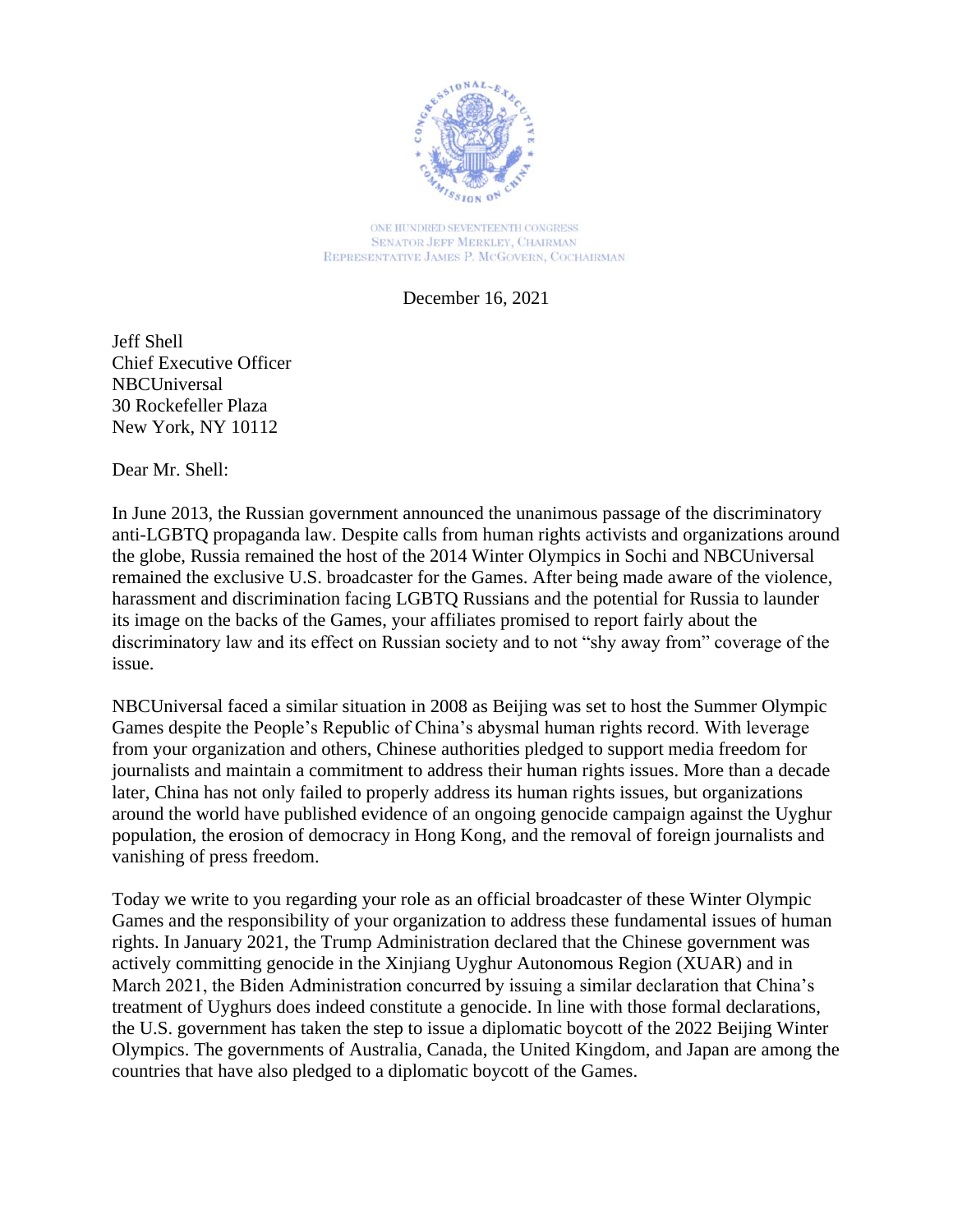ONE HUNDRED SEVENTEENTH CONGRESS
SENATOR JEFF MERKLEY, CHAIRMAN
REPRESENTATIVE JAMES P. MCGOVERN, COCHAIRMAN

December 16, 2021

Jeff Shell
Chief Executive Officer
NBCUniversal
30 Rockefeller Plaza
New York, NY 10112

Dear Mr. Shell:

In June 2013, the Russian government announced the unanimous passage of the discriminatory anti-LGBTQ propaganda law. Despite calls from human rights activists and organizations around the globe, Russia remained the host of the 2014 Winter Olympics in Sochi and NBCUniversal remained the exclusive U.S. broadcaster for the Games. After being made aware of the violence, harassment and discrimination facing LGBTQ Russians and the potential for Russia to launder its image on the backs of the Games, your affiliates promised to report fairly about the discriminatory law and its effect on Russian society and to not "shy away from" coverage of the issue.

NBCUniversal faced a similar situation in 2008 as Beijing was set to host the Summer Olympic Games despite the People's Republic of China's abysmal human rights record. With leverage from your organization and others, Chinese authorities pledged to support media freedom for journalists and maintain a commitment to address their human rights issues. More than a decade later, China has not only failed to properly address its human rights issues, but organizations around the world have published evidence of an ongoing genocide campaign against the Uyghur population, the erosion of democracy in Hong Kong, and the removal of foreign journalists and vanishing of press freedom.

Today we write to you regarding your role as an official broadcaster of these Winter Olympic Games and the responsibility of your organization to address these fundamental issues of human rights. In January 2021, the Trump Administration declared that the Chinese government was actively committing genocide in the Xinjiang Uyghur Autonomous Region (XUAR) and in March 2021, the Biden Administration concurred by issuing a similar declaration that China's treatment of Uyghurs does indeed constitute a genocide. In line with those formal declarations, the U.S. government has taken the step to issue a diplomatic boycott of the 2022 Beijing Winter Olympics. The governments of Australia, Canada, the United Kingdom, and Japan are among the countries that have also pledged to a diplomatic boycott of the Games.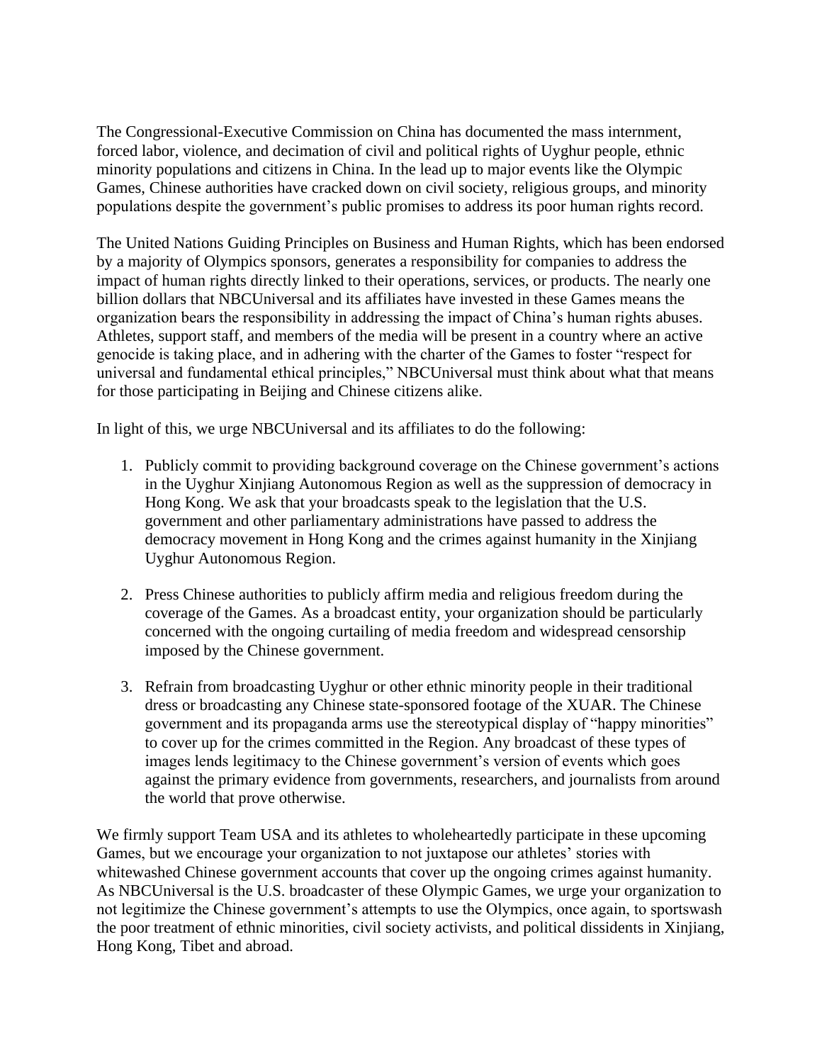The Congressional-Executive Commission on China has documented the mass internment, forced labor, violence, and decimation of civil and political rights of Uyghur people, ethnic minority populations and citizens in China. In the lead up to major events like the Olympic Games, Chinese authorities have cracked down on civil society, religious groups, and minority populations despite the government's public promises to address its poor human rights record.

The United Nations Guiding Principles on Business and Human Rights, which has been endorsed by a majority of Olympics sponsors, generates a responsibility for companies to address the impact of human rights directly linked to their operations, services, or products. The nearly one billion dollars that NBCUniversal and its affiliates have invested in these Games means the organization bears the responsibility in addressing the impact of China's human rights abuses. Athletes, support staff, and members of the media will be present in a country where an active genocide is taking place, and in adhering with the charter of the Games to foster "respect for universal and fundamental ethical principles," NBCUniversal must think about what that means for those participating in Beijing and Chinese citizens alike.

In light of this, we urge NBCUniversal and its affiliates to do the following:

1. Publicly commit to providing background coverage on the Chinese government's actions in the Uyghur Xinjiang Autonomous Region as well as the suppression of democracy in Hong Kong. We ask that your broadcasts speak to the legislation that the U.S. government and other parliamentary administrations have passed to address the democracy movement in Hong Kong and the crimes against humanity in the Xinjiang Uyghur Autonomous Region.

2. Press Chinese authorities to publicly affirm media and religious freedom during the coverage of the Games. As a broadcast entity, your organization should be particularly concerned with the ongoing curtailing of media freedom and widespread censorship imposed by the Chinese government.

3. Refrain from broadcasting Uyghur or other ethnic minority people in their traditional dress or broadcasting any Chinese state-sponsored footage of the XUAR. The Chinese government and its propaganda arms use the stereotypical display of "happy minorities" to cover up for the crimes committed in the Region. Any broadcast of these types of images lends legitimacy to the Chinese government's version of events which goes against the primary evidence from governments, researchers, and journalists from around the world that prove otherwise.

We firmly support Team USA and its athletes to wholeheartedly participate in these upcoming Games, but we encourage your organization to not juxtapose our athletes' stories with whitewashed Chinese government accounts that cover up the ongoing crimes against humanity. As NBCUniversal is the U.S. broadcaster of these Olympic Games, we urge your organization to not legitimize the Chinese government's attempts to use the Olympics, once again, to sportswash the poor treatment of ethnic minorities, civil society activists, and political dissidents in Xinjiang, Hong Kong, Tibet and abroad.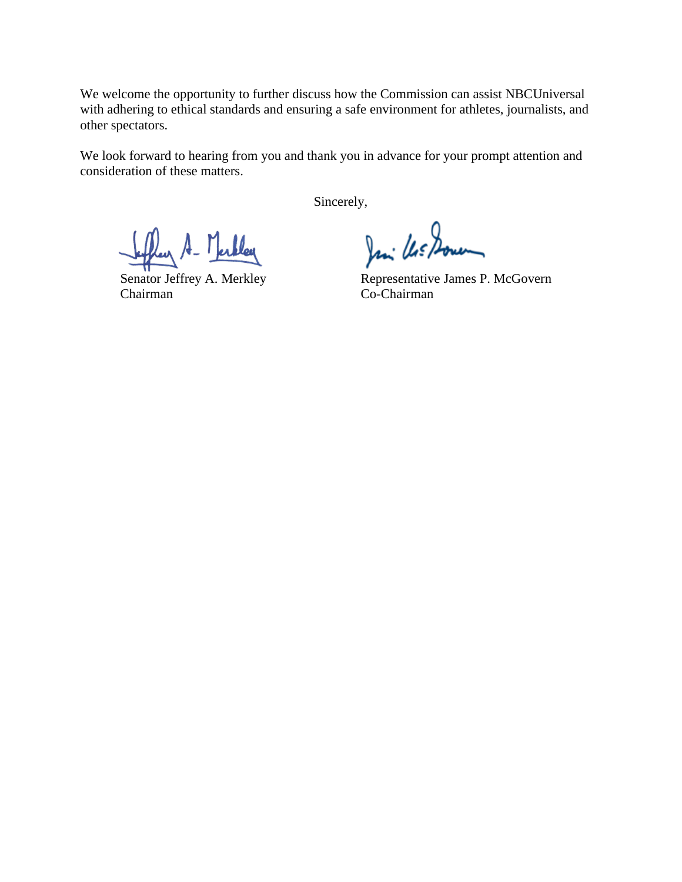We welcome the opportunity to further discuss how the Commission can assist NBCUniversal with adhering to ethical standards and ensuring a safe environment for athletes, journalists, and other spectators.

We look forward to hearing from you and thank you in advance for your prompt attention and consideration of these matters.

Sincerely,

Senator Jeffrey A. Merkley
Chairman

Representative James P. McGovern
Co-Chairman